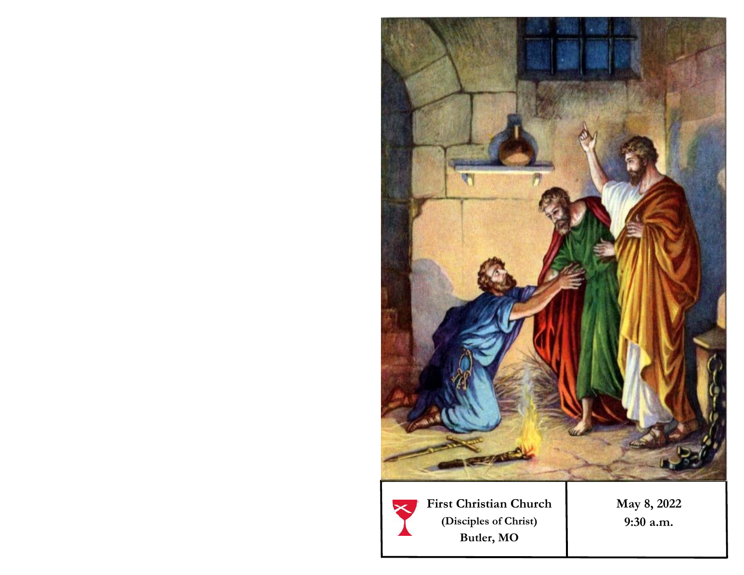**First Christian Church**
**(Disciples of Christ)**
**Butler, MO**

**May 8, 2022**
**9:30 a.m.**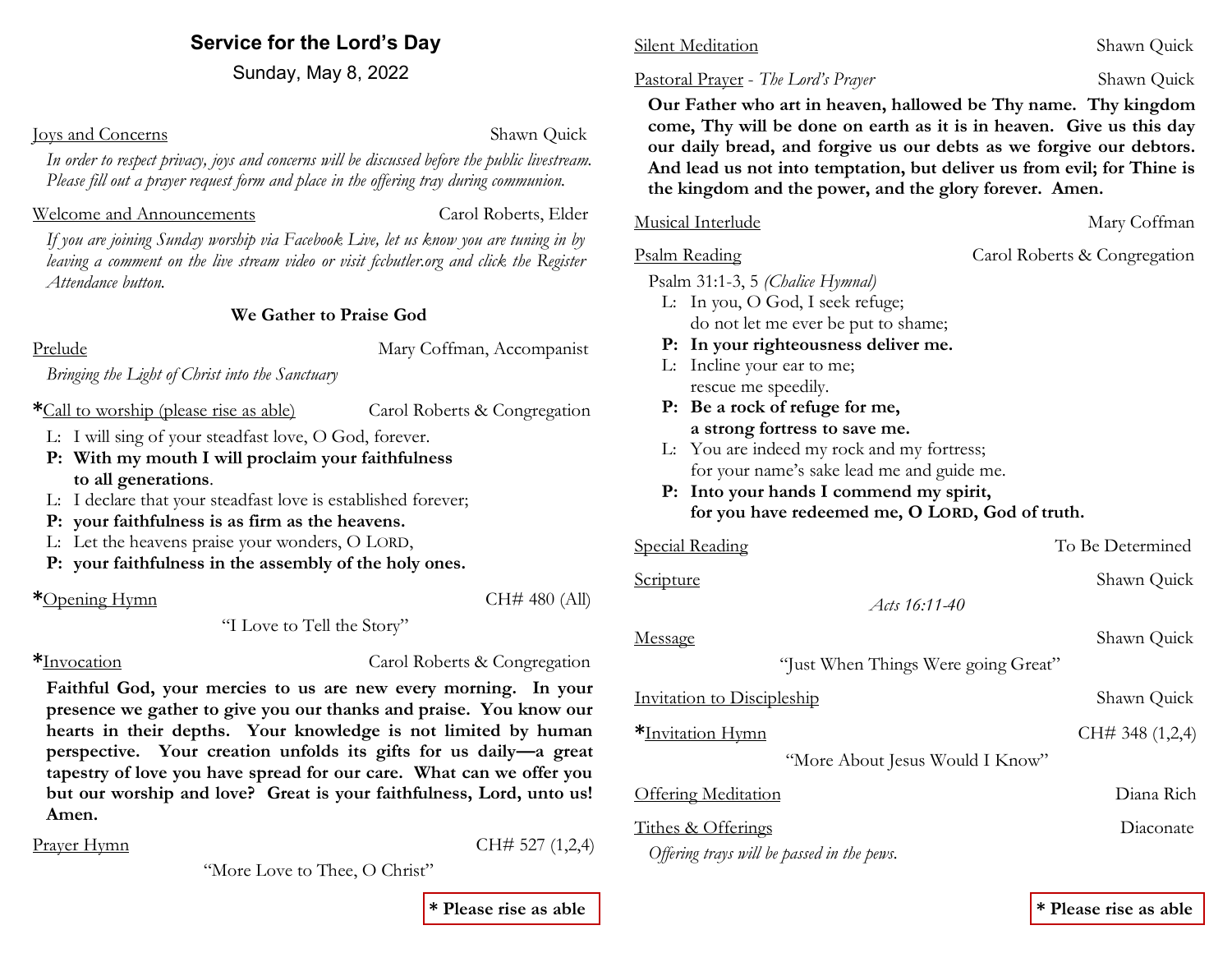## Service for the Lord's Day

Sunday, May 8, 2022

Joys and Concerns — Shawn Quick

*In order to respect privacy, joys and concerns will be discussed before the public livestream. Please fill out a prayer request form and place in the offering tray during communion.*

Welcome and Announcements — Carol Roberts, Elder

*If you are joining Sunday worship via Facebook Live, let us know you are tuning in by leaving a comment on the live stream video or visit fccbutler.org and click the Register Attendance button.*

### We Gather to Praise God

Prelude — Mary Coffman, Accompanist

*Bringing the Light of Christ into the Sanctuary*

*Call to worship (please rise as able) — Carol Roberts & Congregation

L: I will sing of your steadfast love, O God, forever.
**P: With my mouth I will proclaim your faithfulness to all generations.**
L: I declare that your steadfast love is established forever;
**P: your faithfulness is as firm as the heavens.**
L: Let the heavens praise your wonders, O LORD,
**P: your faithfulness in the assembly of the holy ones.**

*Opening Hymn — CH# 480 (All)

"I Love to Tell the Story"

*Invocation — Carol Roberts & Congregation

**Faithful God, your mercies to us are new every morning. In your presence we gather to give you our thanks and praise. You know our hearts in their depths. Your knowledge is not limited by human perspective. Your creation unfolds its gifts for us daily—a great tapestry of love you have spread for our care. What can we offer you but our worship and love? Great is your faithfulness, Lord, unto us! Amen.**

Prayer Hymn — CH# 527 (1,2,4)

"More Love to Thee, O Christ"

**\* Please rise as able**

Silent Meditation — Shawn Quick

Pastoral Prayer - *The Lord's Prayer* — Shawn Quick

**Our Father who art in heaven, hallowed be Thy name. Thy kingdom come, Thy will be done on earth as it is in heaven. Give us this day our daily bread, and forgive us our debts as we forgive our debtors. And lead us not into temptation, but deliver us from evil; for Thine is the kingdom and the power, and the glory forever. Amen.**

Musical Interlude — Mary Coffman

Psalm Reading — Carol Roberts & Congregation

Psalm 31:1-3, 5 *(Chalice Hymnal)*

L: In you, O God, I seek refuge;
do not let me ever be put to shame;
**P: In your righteousness deliver me.**
L: Incline your ear to me;
rescue me speedily.
**P: Be a rock of refuge for me,
a strong fortress to save me.**
L: You are indeed my rock and my fortress;
for your name's sake lead me and guide me.
**P: Into your hands I commend my spirit,
for you have redeemed me, O LORD, God of truth.**

Special Reading — To Be Determined

Scripture — Shawn Quick

*Acts 16:11-40*

Message — Shawn Quick

"Just When Things Were going Great"

Invitation to Discipleship — Shawn Quick

*Invitation Hymn — CH# 348 (1,2,4)

"More About Jesus Would I Know"

Offering Meditation — Diana Rich

Tithes & Offerings — Diaconate

*Offering trays will be passed in the pews.*

**\* Please rise as able**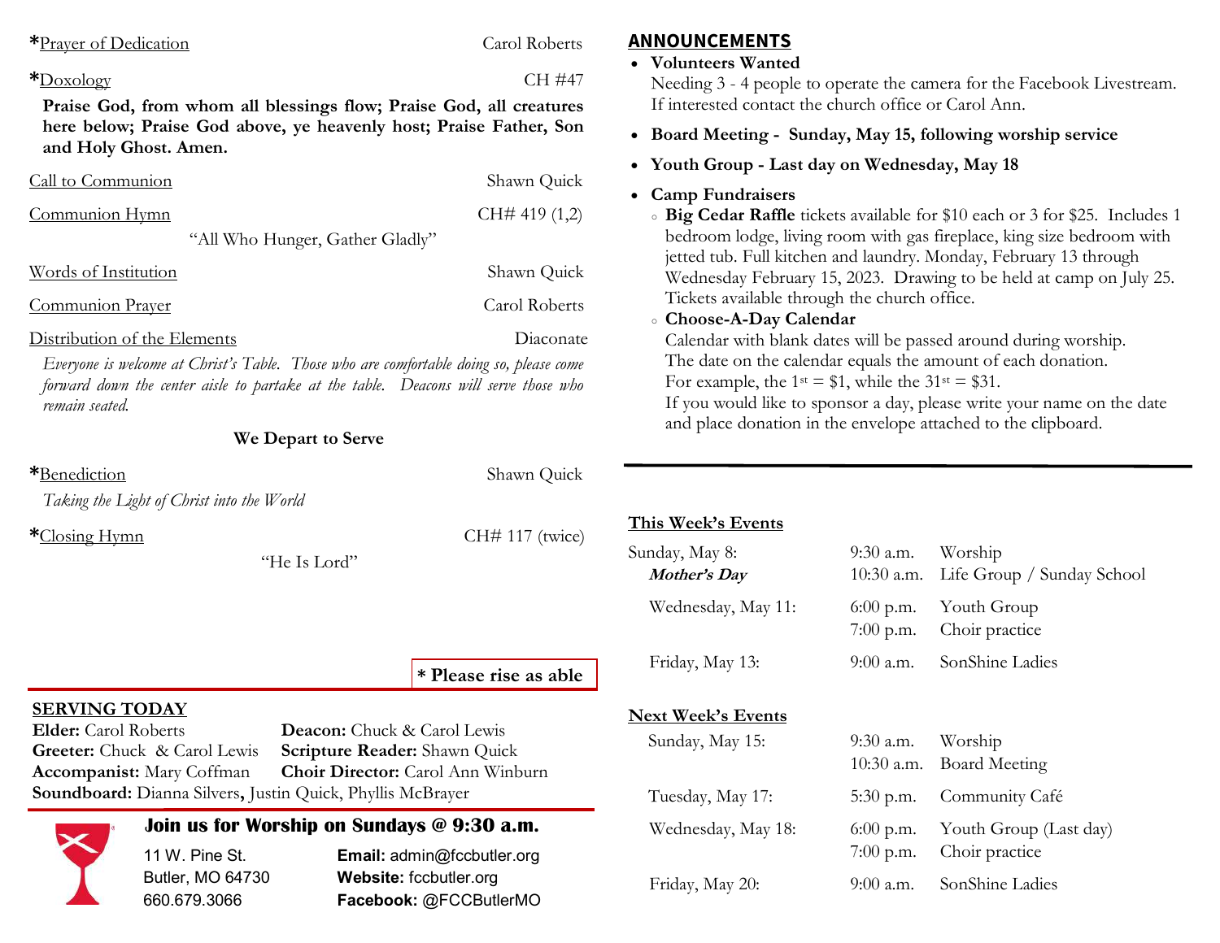*<u>Prayer of Dedication</u> Carol Roberts

*<u>Doxology</u> CH #47

**Praise God, from whom all blessings flow; Praise God, all creatures here below; Praise God above, ye heavenly host; Praise Father, Son and Holy Ghost. Amen.**

<u>Call to Communion</u> Shawn Quick

<u>Communion Hymn</u> CH# 419 (1,2)

"All Who Hunger, Gather Gladly"

<u>Words of Institution</u> Shawn Quick

<u>Communion Prayer</u> Carol Roberts

<u>Distribution of the Elements</u> Diaconate

*Everyone is welcome at Christ's Table. Those who are comfortable doing so, please come forward down the center aisle to partake at the table. Deacons will serve those who remain seated.*

**We Depart to Serve**

*<u>Benediction</u> Shawn Quick

*Taking the Light of Christ into the World*

*<u>Closing Hymn</u> CH# 117 (twice)

"He Is Lord"

**\* Please rise as able**

## SERVING TODAY

**Elder:** Carol Roberts
**Deacon:** Chuck & Carol Lewis
**Greeter:** Chuck & Carol Lewis
**Scripture Reader:** Shawn Quick
**Accompanist:** Mary Coffman
**Choir Director:** Carol Ann Winburn
**Soundboard:** Dianna Silvers**,** Justin Quick, Phyllis McBrayer

**Join us for Worship on Sundays @ 9:30 a.m.**

11 W. Pine St.
Butler, MO 64730
660.679.3066

**Email:** admin@fccbutler.org
**Website:** fccbutler.org
**Facebook:** @FCCButlerMO

## ANNOUNCEMENTS

- **Volunteers Wanted**
  Needing 3 - 4 people to operate the camera for the Facebook Livestream. If interested contact the church office or Carol Ann.
- **Board Meeting - Sunday, May 15, following worship service**
- **Youth Group - Last day on Wednesday, May 18**
- **Camp Fundraisers**
  - **Big Cedar Raffle** tickets available for $10 each or 3 for $25. Includes 1 bedroom lodge, living room with gas fireplace, king size bedroom with jetted tub. Full kitchen and laundry. Monday, February 13 through Wednesday February 15, 2023. Drawing to be held at camp on July 25. Tickets available through the church office.
  - **Choose-A-Day Calendar**
    Calendar with blank dates will be passed around during worship. The date on the calendar equals the amount of each donation. For example, the 1st = $1, while the 31st = $31.
    If you would like to sponsor a day, please write your name on the date and place donation in the envelope attached to the clipboard.

## This Week's Events

| | | |
|---|---|---|
| Sunday, May 8: | 9:30 a.m. | Worship |
| ***Mother's Day*** | 10:30 a.m. | Life Group / Sunday School |
| Wednesday, May 11: | 6:00 p.m. | Youth Group |
| | 7:00 p.m. | Choir practice |
| Friday, May 13: | 9:00 a.m. | SonShine Ladies |

## Next Week's Events

| | | |
|---|---|---|
| Sunday, May 15: | 9:30 a.m. | Worship |
| | 10:30 a.m. | Board Meeting |
| Tuesday, May 17: | 5:30 p.m. | Community Café |
| Wednesday, May 18: | 6:00 p.m. | Youth Group (Last day) |
| | 7:00 p.m. | Choir practice |
| Friday, May 20: | 9:00 a.m. | SonShine Ladies |